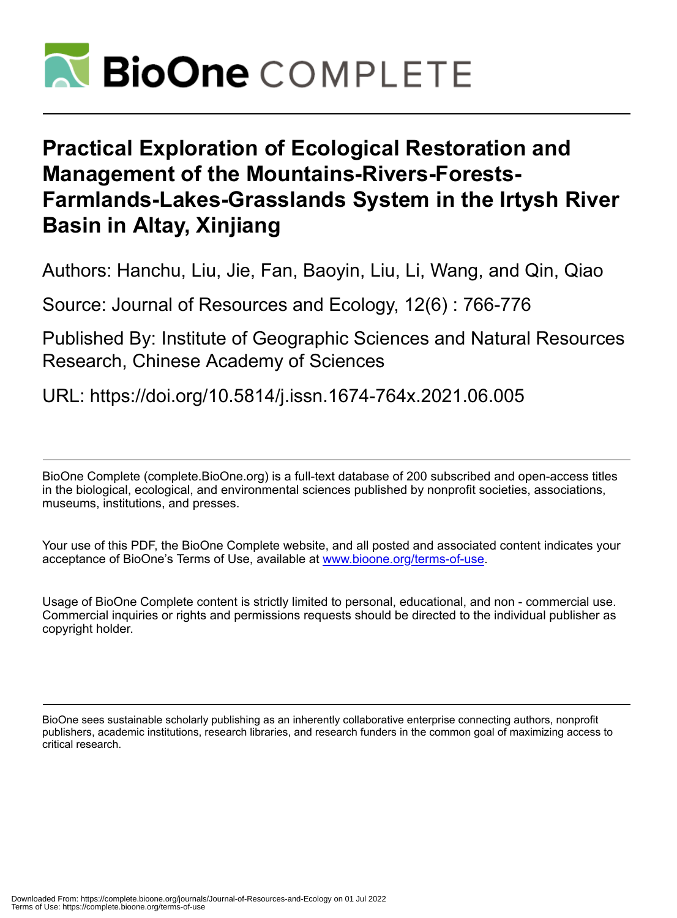# Practical Exploration of Ecological Restoration and Management of the Mountains-Rivers-Forests-Farmlands-Lakes-Grasslands System in the Irtysh River Basin in Altay, Xinjiang

Authors: Hanchu, Liu, Jie, Fan, Baoyin, Liu, Li, Wang, and Qin, Qiao

Source: Journal of Resources and Ecology, 12(6) : 766-776

Published By: Institute of Geographic Sciences and Natural Resources Research, Chinese Academy of Sciences

URL: https://doi.org/10.5814/j.issn.1674-764x.2021.06.005

---

BioOne Complete (complete.BioOne.org) is a full-text database of 200 subscribed and open-access titles in the biological, ecological, and environmental sciences published by nonprofit societies, associations, museums, institutions, and presses.

Your use of this PDF, the BioOne Complete website, and all posted and associated content indicates your acceptance of BioOne's Terms of Use, available at www.bioone.org/terms-of-use.

Usage of BioOne Complete content is strictly limited to personal, educational, and non - commercial use. Commercial inquiries or rights and permissions requests should be directed to the individual publisher as copyright holder.

---

BioOne sees sustainable scholarly publishing as an inherently collaborative enterprise connecting authors, nonprofit publishers, academic institutions, research libraries, and research funders in the common goal of maximizing access to critical research.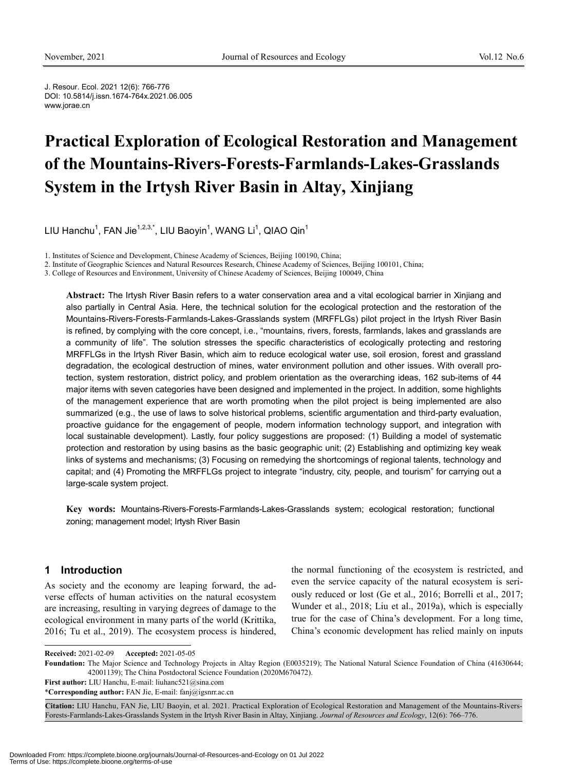J. Resour. Ecol. 2021 12(6): 766-776
DOI: 10.5814/j.issn.1674-764x.2021.06.005
www.jorae.cn

# Practical Exploration of Ecological Restoration and Management of the Mountains-Rivers-Forests-Farmlands-Lakes-Grasslands System in the Irtysh River Basin in Altay, Xinjiang

LIU Hanchu[1], FAN Jie[1,2,3,*], LIU Baoyin[1], WANG Li[1], QIAO Qin[1]

1. Institutes of Science and Development, Chinese Academy of Sciences, Beijing 100190, China;
2. Institute of Geographic Sciences and Natural Resources Research, Chinese Academy of Sciences, Beijing 100101, China;
3. College of Resources and Environment, University of Chinese Academy of Sciences, Beijing 100049, China

**Abstract:** The Irtysh River Basin refers to a water conservation area and a vital ecological barrier in Xinjiang and also partially in Central Asia. Here, the technical solution for the ecological protection and the restoration of the Mountains-Rivers-Forests-Farmlands-Lakes-Grasslands system (MRFFLGs) pilot project in the Irtysh River Basin is refined, by complying with the core concept, i.e., "mountains, rivers, forests, farmlands, lakes and grasslands are a community of life". The solution stresses the specific characteristics of ecologically protecting and restoring MRFFLGs in the Irtysh River Basin, which aim to reduce ecological water use, soil erosion, forest and grassland degradation, the ecological destruction of mines, water environment pollution and other issues. With overall protection, system restoration, district policy, and problem orientation as the overarching ideas, 162 sub-items of 44 major items with seven categories have been designed and implemented in the project. In addition, some highlights of the management experience that are worth promoting when the pilot project is being implemented are also summarized (e.g., the use of laws to solve historical problems, scientific argumentation and third-party evaluation, proactive guidance for the engagement of people, modern information technology support, and integration with local sustainable development). Lastly, four policy suggestions are proposed: (1) Building a model of systematic protection and restoration by using basins as the basic geographic unit; (2) Establishing and optimizing key weak links of systems and mechanisms; (3) Focusing on remedying the shortcomings of regional talents, technology and capital; and (4) Promoting the MRFFLGs project to integrate "industry, city, people, and tourism" for carrying out a large-scale system project.

**Key words:** Mountains-Rivers-Forests-Farmlands-Lakes-Grasslands system; ecological restoration; functional zoning; management model; Irtysh River Basin

## 1 Introduction

As society and the economy are leaping forward, the adverse effects of human activities on the natural ecosystem are increasing, resulting in varying degrees of damage to the ecological environment in many parts of the world (Krittika, 2016; Tu et al., 2019). The ecosystem process is hindered, the normal functioning of the ecosystem is restricted, and even the service capacity of the natural ecosystem is seriously reduced or lost (Ge et al., 2016; Borrelli et al., 2017; Wunder et al., 2018; Liu et al., 2019a), which is especially true for the case of China's development. For a long time, China's economic development has relied mainly on inputs

---

**Received:** 2021-02-09 **Accepted:** 2021-05-05

**Foundation:** The Major Science and Technology Projects in Altay Region (E0035219); The National Natural Science Foundation of China (41630644; 42001139); The China Postdoctoral Science Foundation (2020M670472).

**First author:** LIU Hanchu, E-mail: liuhanc521@sina.com

***Corresponding author:** FAN Jie, E-mail: fanj@igsnrr.ac.cn

**Citation:** LIU Hanchu, FAN Jie, LIU Baoyin, et al. 2021. Practical Exploration of Ecological Restoration and Management of the Mountains-Rivers-Forests-Farmlands-Lakes-Grasslands System in the Irtysh River Basin in Altay, Xinjiang. *Journal of Resources and Ecology*, 12(6): 766–776.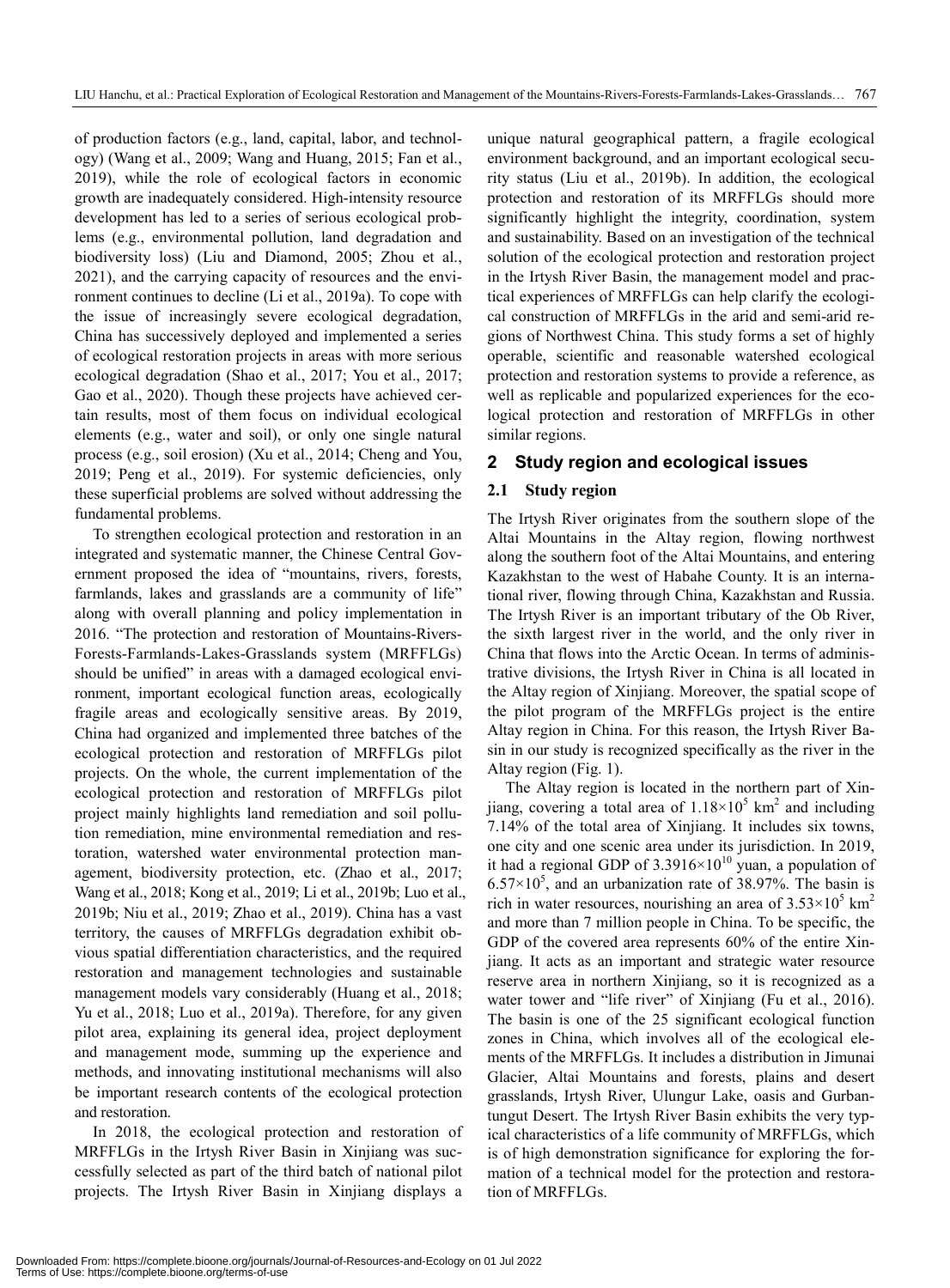of production factors (e.g., land, capital, labor, and technology) (Wang et al., 2009; Wang and Huang, 2015; Fan et al., 2019), while the role of ecological factors in economic growth are inadequately considered. High-intensity resource development has led to a series of serious ecological problems (e.g., environmental pollution, land degradation and biodiversity loss) (Liu and Diamond, 2005; Zhou et al., 2021), and the carrying capacity of resources and the environment continues to decline (Li et al., 2019a). To cope with the issue of increasingly severe ecological degradation, China has successively deployed and implemented a series of ecological restoration projects in areas with more serious ecological degradation (Shao et al., 2017; You et al., 2017; Gao et al., 2020). Though these projects have achieved certain results, most of them focus on individual ecological elements (e.g., water and soil), or only one single natural process (e.g., soil erosion) (Xu et al., 2014; Cheng and You, 2019; Peng et al., 2019). For systemic deficiencies, only these superficial problems are solved without addressing the fundamental problems.

To strengthen ecological protection and restoration in an integrated and systematic manner, the Chinese Central Government proposed the idea of "mountains, rivers, forests, farmlands, lakes and grasslands are a community of life" along with overall planning and policy implementation in 2016. "The protection and restoration of Mountains-Rivers-Forests-Farmlands-Lakes-Grasslands system (MRFFLGs) should be unified" in areas with a damaged ecological environment, important ecological function areas, ecologically fragile areas and ecologically sensitive areas. By 2019, China had organized and implemented three batches of the ecological protection and restoration of MRFFLGs pilot projects. On the whole, the current implementation of the ecological protection and restoration of MRFFLGs pilot project mainly highlights land remediation and soil pollution remediation, mine environmental remediation and restoration, watershed water environmental protection management, biodiversity protection, etc. (Zhao et al., 2017; Wang et al., 2018; Kong et al., 2019; Li et al., 2019b; Luo et al., 2019b; Niu et al., 2019; Zhao et al., 2019). China has a vast territory, the causes of MRFFLGs degradation exhibit obvious spatial differentiation characteristics, and the required restoration and management technologies and sustainable management models vary considerably (Huang et al., 2018; Yu et al., 2018; Luo et al., 2019a). Therefore, for any given pilot area, explaining its general idea, project deployment and management mode, summing up the experience and methods, and innovating institutional mechanisms will also be important research contents of the ecological protection and restoration.

In 2018, the ecological protection and restoration of MRFFLGs in the Irtysh River Basin in Xinjiang was successfully selected as part of the third batch of national pilot projects. The Irtysh River Basin in Xinjiang displays a unique natural geographical pattern, a fragile ecological environment background, and an important ecological security status (Liu et al., 2019b). In addition, the ecological protection and restoration of its MRFFLGs should more significantly highlight the integrity, coordination, system and sustainability. Based on an investigation of the technical solution of the ecological protection and restoration project in the Irtysh River Basin, the management model and practical experiences of MRFFLGs can help clarify the ecological construction of MRFFLGs in the arid and semi-arid regions of Northwest China. This study forms a set of highly operable, scientific and reasonable watershed ecological protection and restoration systems to provide a reference, as well as replicable and popularized experiences for the ecological protection and restoration of MRFFLGs in other similar regions.

## 2 Study region and ecological issues

### 2.1 Study region

The Irtysh River originates from the southern slope of the Altai Mountains in the Altay region, flowing northwest along the southern foot of the Altai Mountains, and entering Kazakhstan to the west of Habahe County. It is an international river, flowing through China, Kazakhstan and Russia. The Irtysh River is an important tributary of the Ob River, the sixth largest river in the world, and the only river in China that flows into the Arctic Ocean. In terms of administrative divisions, the Irtysh River in China is all located in the Altay region of Xinjiang. Moreover, the spatial scope of the pilot program of the MRFFLGs project is the entire Altay region in China. For this reason, the Irtysh River Basin in our study is recognized specifically as the river in the Altay region (Fig. 1).

The Altay region is located in the northern part of Xinjiang, covering a total area of $1.18\times10^5$ km$^2$ and including 7.14% of the total area of Xinjiang. It includes six towns, one city and one scenic area under its jurisdiction. In 2019, it had a regional GDP of $3.3916\times10^{10}$ yuan, a population of $6.57\times10^5$, and an urbanization rate of 38.97%. The basin is rich in water resources, nourishing an area of $3.53\times10^5$ km$^2$ and more than 7 million people in China. To be specific, the GDP of the covered area represents 60% of the entire Xinjiang. It acts as an important and strategic water resource reserve area in northern Xinjiang, so it is recognized as a water tower and "life river" of Xinjiang (Fu et al., 2016). The basin is one of the 25 significant ecological function zones in China, which involves all of the ecological elements of the MRFFLGs. It includes a distribution in Jimunai Glacier, Altai Mountains and forests, plains and desert grasslands, Irtysh River, Ulungur Lake, oasis and Gurbantungut Desert. The Irtysh River Basin exhibits the very typical characteristics of a life community of MRFFLGs, which is of high demonstration significance for exploring the formation of a technical model for the protection and restoration of MRFFLGs.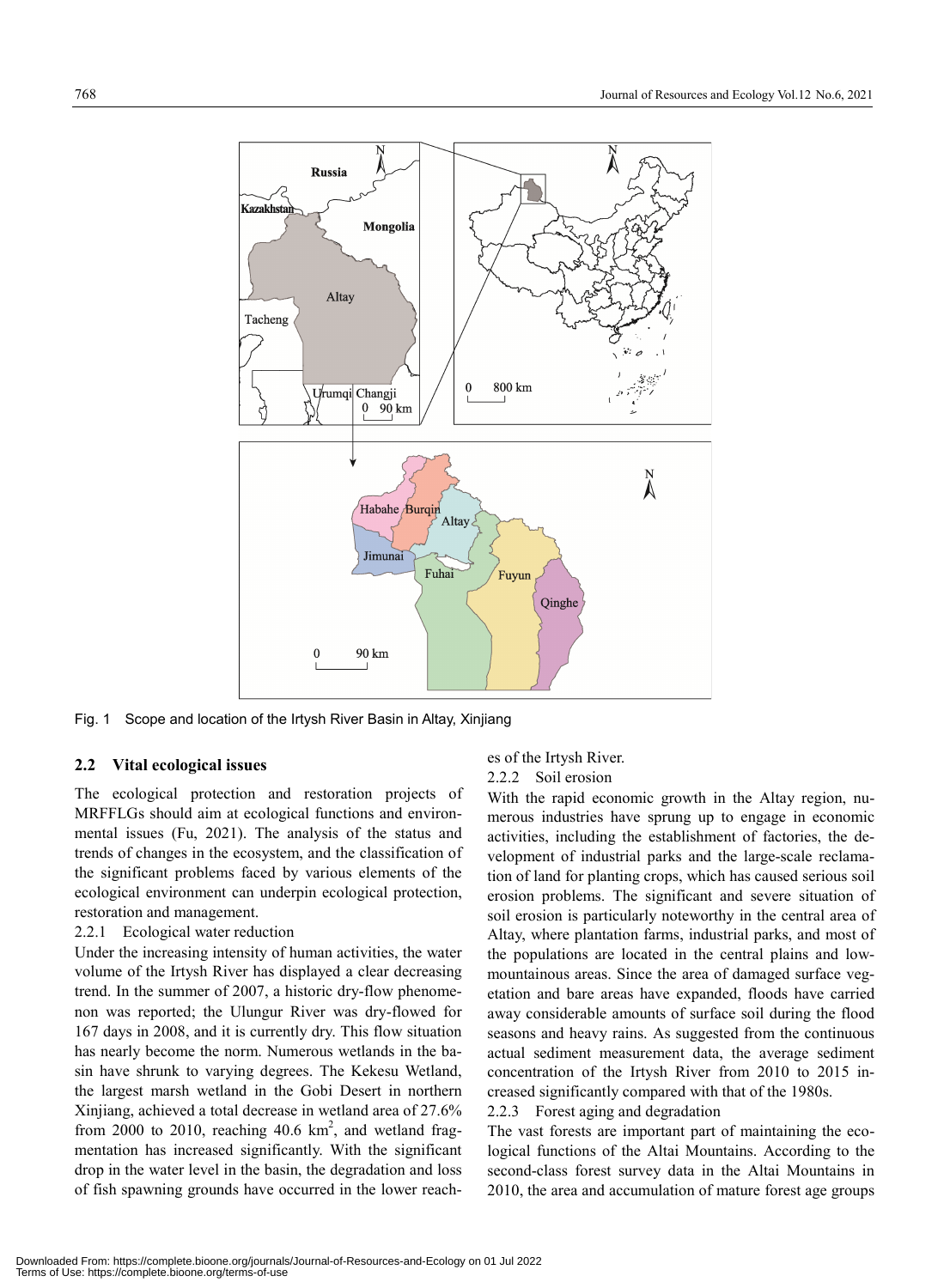Fig. 1 Scope and location of the Irtysh River Basin in Altay, Xinjiang

## 2.2 Vital ecological issues

The ecological protection and restoration projects of MRFFLGs should aim at ecological functions and environmental issues (Fu, 2021). The analysis of the status and trends of changes in the ecosystem, and the classification of the significant problems faced by various elements of the ecological environment can underpin ecological protection, restoration and management.

### 2.2.1 Ecological water reduction

Under the increasing intensity of human activities, the water volume of the Irtysh River has displayed a clear decreasing trend. In the summer of 2007, a historic dry-flow phenomenon was reported; the Ulungur River was dry-flowed for 167 days in 2008, and it is currently dry. This flow situation has nearly become the norm. Numerous wetlands in the basin have shrunk to varying degrees. The Kekesu Wetland, the largest marsh wetland in the Gobi Desert in northern Xinjiang, achieved a total decrease in wetland area of 27.6% from 2000 to 2010, reaching 40.6 $km^2$, and wetland fragmentation has increased significantly. With the significant drop in the water level in the basin, the degradation and loss of fish spawning grounds have occurred in the lower reaches of the Irtysh River.

### 2.2.2 Soil erosion

With the rapid economic growth in the Altay region, numerous industries have sprung up to engage in economic activities, including the establishment of factories, the development of industrial parks and the large-scale reclamation of land for planting crops, which has caused serious soil erosion problems. The significant and severe situation of soil erosion is particularly noteworthy in the central area of Altay, where plantation farms, industrial parks, and most of the populations are located in the central plains and low-mountainous areas. Since the area of damaged surface vegetation and bare areas have expanded, floods have carried away considerable amounts of surface soil during the flood seasons and heavy rains. As suggested from the continuous actual sediment measurement data, the average sediment concentration of the Irtysh River from 2010 to 2015 increased significantly compared with that of the 1980s.

### 2.2.3 Forest aging and degradation

The vast forests are important part of maintaining the ecological functions of the Altai Mountains. According to the second-class forest survey data in the Altai Mountains in 2010, the area and accumulation of mature forest age groups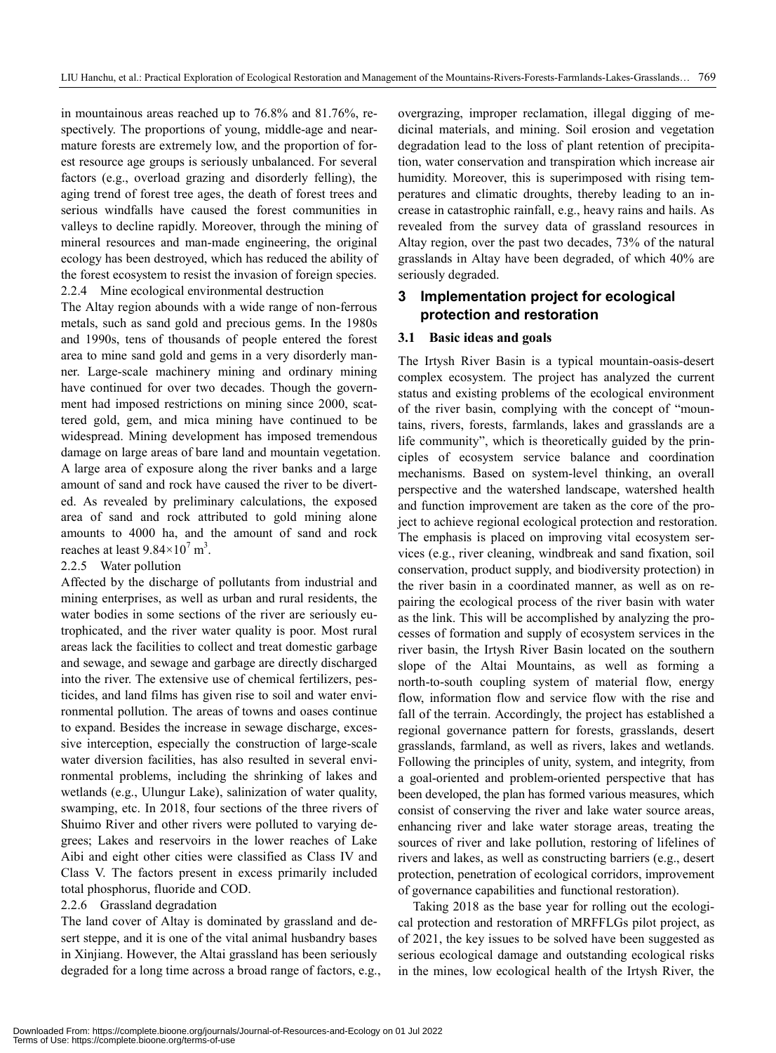in mountainous areas reached up to 76.8% and 81.76%, respectively. The proportions of young, middle-age and near-mature forests are extremely low, and the proportion of forest resource age groups is seriously unbalanced. For several factors (e.g., overload grazing and disorderly felling), the aging trend of forest tree ages, the death of forest trees and serious windfalls have caused the forest communities in valleys to decline rapidly. Moreover, through the mining of mineral resources and man-made engineering, the original ecology has been destroyed, which has reduced the ability of the forest ecosystem to resist the invasion of foreign species.

#### 2.2.4 Mine ecological environmental destruction

The Altay region abounds with a wide range of non-ferrous metals, such as sand gold and precious gems. In the 1980s and 1990s, tens of thousands of people entered the forest area to mine sand gold and gems in a very disorderly manner. Large-scale machinery mining and ordinary mining have continued for over two decades. Though the government had imposed restrictions on mining since 2000, scattered gold, gem, and mica mining have continued to be widespread. Mining development has imposed tremendous damage on large areas of bare land and mountain vegetation. A large area of exposure along the river banks and a large amount of sand and rock have caused the river to be diverted. As revealed by preliminary calculations, the exposed area of sand and rock attributed to gold mining alone amounts to 4000 ha, and the amount of sand and rock reaches at least $9.84\times10^7$ m$^3$.

#### 2.2.5 Water pollution

Affected by the discharge of pollutants from industrial and mining enterprises, as well as urban and rural residents, the water bodies in some sections of the river are seriously eutrophicated, and the river water quality is poor. Most rural areas lack the facilities to collect and treat domestic garbage and sewage, and sewage and garbage are directly discharged into the river. The extensive use of chemical fertilizers, pesticides, and land films has given rise to soil and water environmental pollution. The areas of towns and oases continue to expand. Besides the increase in sewage discharge, excessive interception, especially the construction of large-scale water diversion facilities, has also resulted in several environmental problems, including the shrinking of lakes and wetlands (e.g., Ulungur Lake), salinization of water quality, swamping, etc. In 2018, four sections of the three rivers of Shuimo River and other rivers were polluted to varying degrees; Lakes and reservoirs in the lower reaches of Lake Aibi and eight other cities were classified as Class IV and Class V. The factors present in excess primarily included total phosphorus, fluoride and COD.

#### 2.2.6 Grassland degradation

The land cover of Altay is dominated by grassland and desert steppe, and it is one of the vital animal husbandry bases in Xinjiang. However, the Altai grassland has been seriously degraded for a long time across a broad range of factors, e.g., overgrazing, improper reclamation, illegal digging of medicinal materials, and mining. Soil erosion and vegetation degradation lead to the loss of plant retention of precipitation, water conservation and transpiration which increase air humidity. Moreover, this is superimposed with rising temperatures and climatic droughts, thereby leading to an increase in catastrophic rainfall, e.g., heavy rains and hails. As revealed from the survey data of grassland resources in Altay region, over the past two decades, 73% of the natural grasslands in Altay have been degraded, of which 40% are seriously degraded.

## 3 Implementation project for ecological protection and restoration

### 3.1 Basic ideas and goals

The Irtysh River Basin is a typical mountain-oasis-desert complex ecosystem. The project has analyzed the current status and existing problems of the ecological environment of the river basin, complying with the concept of "mountains, rivers, forests, farmlands, lakes and grasslands are a life community", which is theoretically guided by the principles of ecosystem service balance and coordination mechanisms. Based on system-level thinking, an overall perspective and the watershed landscape, watershed health and function improvement are taken as the core of the project to achieve regional ecological protection and restoration. The emphasis is placed on improving vital ecosystem services (e.g., river cleaning, windbreak and sand fixation, soil conservation, product supply, and biodiversity protection) in the river basin in a coordinated manner, as well as on repairing the ecological process of the river basin with water as the link. This will be accomplished by analyzing the processes of formation and supply of ecosystem services in the river basin, the Irtysh River Basin located on the southern slope of the Altai Mountains, as well as forming a north-to-south coupling system of material flow, energy flow, information flow and service flow with the rise and fall of the terrain. Accordingly, the project has established a regional governance pattern for forests, grasslands, desert grasslands, farmland, as well as rivers, lakes and wetlands. Following the principles of unity, system, and integrity, from a goal-oriented and problem-oriented perspective that has been developed, the plan has formed various measures, which consist of conserving the river and lake water source areas, enhancing river and lake water storage areas, treating the sources of river and lake pollution, restoring of lifelines of rivers and lakes, as well as constructing barriers (e.g., desert protection, penetration of ecological corridors, improvement of governance capabilities and functional restoration).

Taking 2018 as the base year for rolling out the ecological protection and restoration of MRFFLGs pilot project, as of 2021, the key issues to be solved have been suggested as serious ecological damage and outstanding ecological risks in the mines, low ecological health of the Irtysh River, the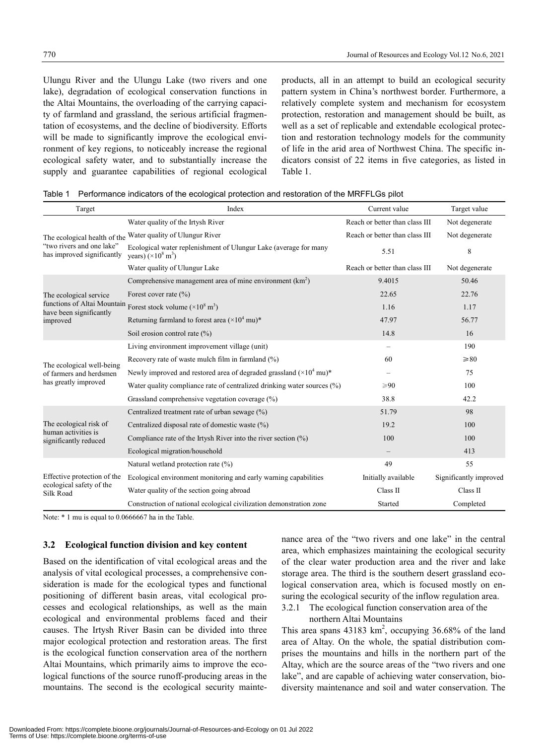Ulungu River and the Ulungu Lake (two rivers and one lake), degradation of ecological conservation functions in the Altai Mountains, the overloading of the carrying capacity of farmland and grassland, the serious artificial fragmentation of ecosystems, and the decline of biodiversity. Efforts will be made to significantly improve the ecological environment of key regions, to noticeably increase the regional ecological safety water, and to substantially increase the supply and guarantee capabilities of regional ecological products, all in an attempt to build an ecological security pattern system in China's northwest border. Furthermore, a relatively complete system and mechanism for ecosystem protection, restoration and management should be built, as well as a set of replicable and extendable ecological protection and restoration technology models for the community of life in the arid area of Northwest China. The specific indicators consist of 22 items in five categories, as listed in Table 1.

Table 1 Performance indicators of the ecological protection and restoration of the MRFFLGs pilot

| Target | Index | Current value | Target value |
|---|---|---|---|
| The ecological health of the "two rivers and one lake" has improved significantly | Water quality of the Irtysh River | Reach or better than class III | Not degenerate |
| | Water quality of Ulungur River | Reach or better than class III | Not degenerate |
| | Ecological water replenishment of Ulungur Lake (average for many years) ($\times10^8$ m$^3$) | 5.51 | 8 |
| | Water quality of Ulungur Lake | Reach or better than class III | Not degenerate |
| The ecological service functions of Altai Mountain have been significantly improved | Comprehensive management area of mine environment (km$^2$) | 9.4015 | 50.46 |
| | Forest cover rate (%) | 22.65 | 22.76 |
| | Forest stock volume ($\times10^8$ m$^3$) | 1.16 | 1.17 |
| | Returning farmland to forest area ($\times10^4$ mu)* | 47.97 | 56.77 |
| | Soil erosion control rate (%) | 14.8 | 16 |
| The ecological well-being of farmers and herdsmen has greatly improved | Living environment improvement village (unit) | – | 190 |
| | Recovery rate of waste mulch film in farmland (%) | 60 | ≥80 |
| | Newly improved and restored area of degraded grassland ($\times10^4$ mu)* | – | 75 |
| | Water quality compliance rate of centralized drinking water sources (%) | ≥90 | 100 |
| | Grassland comprehensive vegetation coverage (%) | 38.8 | 42.2 |
| The ecological risk of human activities is significantly reduced | Centralized treatment rate of urban sewage (%) | 51.79 | 98 |
| | Centralized disposal rate of domestic waste (%) | 19.2 | 100 |
| | Compliance rate of the Irtysh River into the river section (%) | 100 | 100 |
| | Ecological migration/household | – | 413 |
| Effective protection of the ecological safety of the Silk Road | Natural wetland protection rate (%) | 49 | 55 |
| | Ecological environment monitoring and early warning capabilities | Initially available | Significantly improved |
| | Water quality of the section going abroad | Class II | Class II |
| | Construction of national ecological civilization demonstration zone | Started | Completed |

Note: * 1 mu is equal to 0.0666667 ha in the Table.

### 3.2 Ecological function division and key content

Based on the identification of vital ecological areas and the analysis of vital ecological processes, a comprehensive consideration is made for the ecological types and functional positioning of different basin areas, vital ecological processes and ecological relationships, as well as the main ecological and environmental problems faced and their causes. The Irtysh River Basin can be divided into three major ecological protection and restoration areas. The first is the ecological function conservation area of the northern Altai Mountains, which primarily aims to improve the ecological functions of the source runoff-producing areas in the mountains. The second is the ecological security maintenance area of the "two rivers and one lake" in the central area, which emphasizes maintaining the ecological security of the clear water production area and the river and lake storage area. The third is the southern desert grassland ecological conservation area, which is focused mostly on ensuring the ecological security of the inflow regulation area.

#### 3.2.1 The ecological function conservation area of the northern Altai Mountains

This area spans 43183 km$^2$, occupying 36.68% of the land area of Altay. On the whole, the spatial distribution comprises the mountains and hills in the northern part of the Altay, which are the source areas of the "two rivers and one lake", and are capable of achieving water conservation, biodiversity maintenance and soil and water conservation. The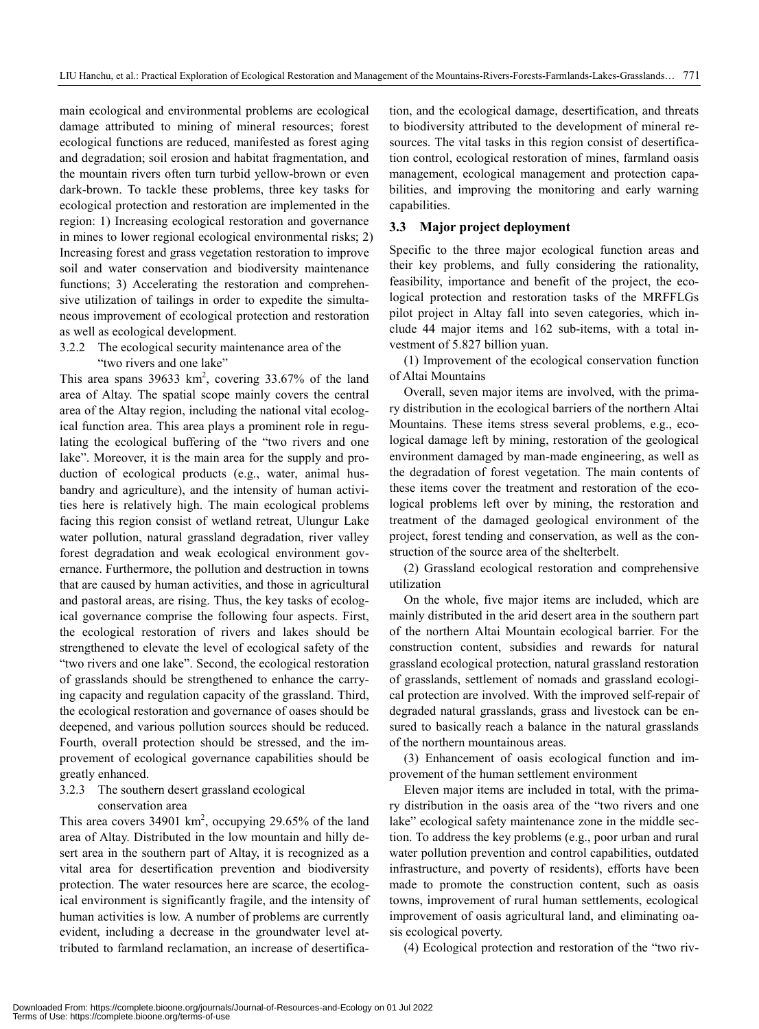main ecological and environmental problems are ecological damage attributed to mining of mineral resources; forest ecological functions are reduced, manifested as forest aging and degradation; soil erosion and habitat fragmentation, and the mountain rivers often turn turbid yellow-brown or even dark-brown. To tackle these problems, three key tasks for ecological protection and restoration are implemented in the region: 1) Increasing ecological restoration and governance in mines to lower regional ecological environmental risks; 2) Increasing forest and grass vegetation restoration to improve soil and water conservation and biodiversity maintenance functions; 3) Accelerating the restoration and comprehensive utilization of tailings in order to expedite the simultaneous improvement of ecological protection and restoration as well as ecological development.

#### 3.2.2 The ecological security maintenance area of the "two rivers and one lake"

This area spans 39633 km$^2$, covering 33.67% of the land area of Altay. The spatial scope mainly covers the central area of the Altay region, including the national vital ecological function area. This area plays a prominent role in regulating the ecological buffering of the "two rivers and one lake". Moreover, it is the main area for the supply and production of ecological products (e.g., water, animal husbandry and agriculture), and the intensity of human activities here is relatively high. The main ecological problems facing this region consist of wetland retreat, Ulungur Lake water pollution, natural grassland degradation, river valley forest degradation and weak ecological environment governance. Furthermore, the pollution and destruction in towns that are caused by human activities, and those in agricultural and pastoral areas, are rising. Thus, the key tasks of ecological governance comprise the following four aspects. First, the ecological restoration of rivers and lakes should be strengthened to elevate the level of ecological safety of the "two rivers and one lake". Second, the ecological restoration of grasslands should be strengthened to enhance the carrying capacity and regulation capacity of the grassland. Third, the ecological restoration and governance of oases should be deepened, and various pollution sources should be reduced. Fourth, overall protection should be stressed, and the improvement of ecological governance capabilities should be greatly enhanced.

#### 3.2.3 The southern desert grassland ecological conservation area

This area covers 34901 km$^2$, occupying 29.65% of the land area of Altay. Distributed in the low mountain and hilly desert area in the southern part of Altay, it is recognized as a vital area for desertification prevention and biodiversity protection. The water resources here are scarce, the ecological environment is significantly fragile, and the intensity of human activities is low. A number of problems are currently evident, including a decrease in the groundwater level attributed to farmland reclamation, an increase of desertification, and the ecological damage, desertification, and threats to biodiversity attributed to the development of mineral resources. The vital tasks in this region consist of desertification control, ecological restoration of mines, farmland oasis management, ecological management and protection capabilities, and improving the monitoring and early warning capabilities.

### 3.3 Major project deployment

Specific to the three major ecological function areas and their key problems, and fully considering the rationality, feasibility, importance and benefit of the project, the ecological protection and restoration tasks of the MRFFLGs pilot project in Altay fall into seven categories, which include 44 major items and 162 sub-items, with a total investment of 5.827 billion yuan.

(1) Improvement of the ecological conservation function of Altai Mountains

Overall, seven major items are involved, with the primary distribution in the ecological barriers of the northern Altai Mountains. These items stress several problems, e.g., ecological damage left by mining, restoration of the geological environment damaged by man-made engineering, as well as the degradation of forest vegetation. The main contents of these items cover the treatment and restoration of the ecological problems left over by mining, the restoration and treatment of the damaged geological environment of the project, forest tending and conservation, as well as the construction of the source area of the shelterbelt.

(2) Grassland ecological restoration and comprehensive utilization

On the whole, five major items are included, which are mainly distributed in the arid desert area in the southern part of the northern Altai Mountain ecological barrier. For the construction content, subsidies and rewards for natural grassland ecological protection, natural grassland restoration of grasslands, settlement of nomads and grassland ecological protection are involved. With the improved self-repair of degraded natural grasslands, grass and livestock can be ensured to basically reach a balance in the natural grasslands of the northern mountainous areas.

(3) Enhancement of oasis ecological function and improvement of the human settlement environment

Eleven major items are included in total, with the primary distribution in the oasis area of the "two rivers and one lake" ecological safety maintenance zone in the middle section. To address the key problems (e.g., poor urban and rural water pollution prevention and control capabilities, outdated infrastructure, and poverty of residents), efforts have been made to promote the construction content, such as oasis towns, improvement of rural human settlements, ecological improvement of oasis agricultural land, and eliminating oasis ecological poverty.

(4) Ecological protection and restoration of the "two riv-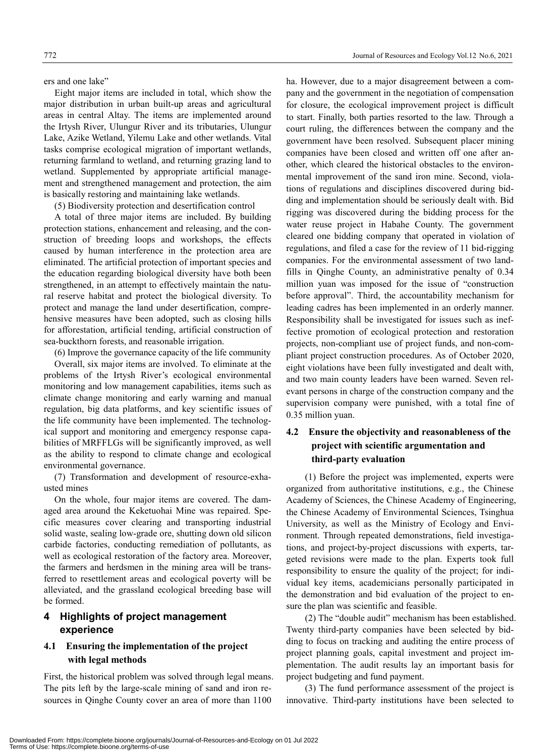ers and one lake"

Eight major items are included in total, which show the major distribution in urban built-up areas and agricultural areas in central Altay. The items are implemented around the Irtysh River, Ulungur River and its tributaries, Ulungur Lake, Azike Wetland, Yilemu Lake and other wetlands. Vital tasks comprise ecological migration of important wetlands, returning farmland to wetland, and returning grazing land to wetland. Supplemented by appropriate artificial management and strengthened management and protection, the aim is basically restoring and maintaining lake wetlands.

(5) Biodiversity protection and desertification control

A total of three major items are included. By building protection stations, enhancement and releasing, and the construction of breeding loops and workshops, the effects caused by human interference in the protection area are eliminated. The artificial protection of important species and the education regarding biological diversity have both been strengthened, in an attempt to effectively maintain the natural reserve habitat and protect the biological diversity. To protect and manage the land under desertification, comprehensive measures have been adopted, such as closing hills for afforestation, artificial tending, artificial construction of sea-buckthorn forests, and reasonable irrigation.

(6) Improve the governance capacity of the life community

Overall, six major items are involved. To eliminate at the problems of the Irtysh River's ecological environmental monitoring and low management capabilities, items such as climate change monitoring and early warning and manual regulation, big data platforms, and key scientific issues of the life community have been implemented. The technological support and monitoring and emergency response capabilities of MRFFLGs will be significantly improved, as well as the ability to respond to climate change and ecological environmental governance.

(7) Transformation and development of resource-exhausted mines

On the whole, four major items are covered. The damaged area around the Keketuohai Mine was repaired. Specific measures cover clearing and transporting industrial solid waste, sealing low-grade ore, shutting down old silicon carbide factories, conducting remediation of pollutants, as well as ecological restoration of the factory area. Moreover, the farmers and herdsmen in the mining area will be transferred to resettlement areas and ecological poverty will be alleviated, and the grassland ecological breeding base will be formed.

## 4 Highlights of project management experience

### 4.1 Ensuring the implementation of the project with legal methods

First, the historical problem was solved through legal means. The pits left by the large-scale mining of sand and iron resources in Qinghe County cover an area of more than 1100 ha. However, due to a major disagreement between a company and the government in the negotiation of compensation for closure, the ecological improvement project is difficult to start. Finally, both parties resorted to the law. Through a court ruling, the differences between the company and the government have been resolved. Subsequent placer mining companies have been closed and written off one after another, which cleared the historical obstacles to the environmental improvement of the sand iron mine. Second, violations of regulations and disciplines discovered during bidding and implementation should be seriously dealt with. Bid rigging was discovered during the bidding process for the water reuse project in Habahe County. The government cleared one bidding company that operated in violation of regulations, and filed a case for the review of 11 bid-rigging companies. For the environmental assessment of two landfills in Qinghe County, an administrative penalty of 0.34 million yuan was imposed for the issue of "construction before approval". Third, the accountability mechanism for leading cadres has been implemented in an orderly manner. Responsibility shall be investigated for issues such as ineffective promotion of ecological protection and restoration projects, non-compliant use of project funds, and non-compliant project construction procedures. As of October 2020, eight violations have been fully investigated and dealt with, and two main county leaders have been warned. Seven relevant persons in charge of the construction company and the supervision company were punished, with a total fine of 0.35 million yuan.

### 4.2 Ensure the objectivity and reasonableness of the project with scientific argumentation and third-party evaluation

(1) Before the project was implemented, experts were organized from authoritative institutions, e.g., the Chinese Academy of Sciences, the Chinese Academy of Engineering, the Chinese Academy of Environmental Sciences, Tsinghua University, as well as the Ministry of Ecology and Environment. Through repeated demonstrations, field investigations, and project-by-project discussions with experts, targeted revisions were made to the plan. Experts took full responsibility to ensure the quality of the project; for individual key items, academicians personally participated in the demonstration and bid evaluation of the project to ensure the plan was scientific and feasible.

(2) The "double audit" mechanism has been established. Twenty third-party companies have been selected by bidding to focus on tracking and auditing the entire process of project planning goals, capital investment and project implementation. The audit results lay an important basis for project budgeting and fund payment.

(3) The fund performance assessment of the project is innovative. Third-party institutions have been selected to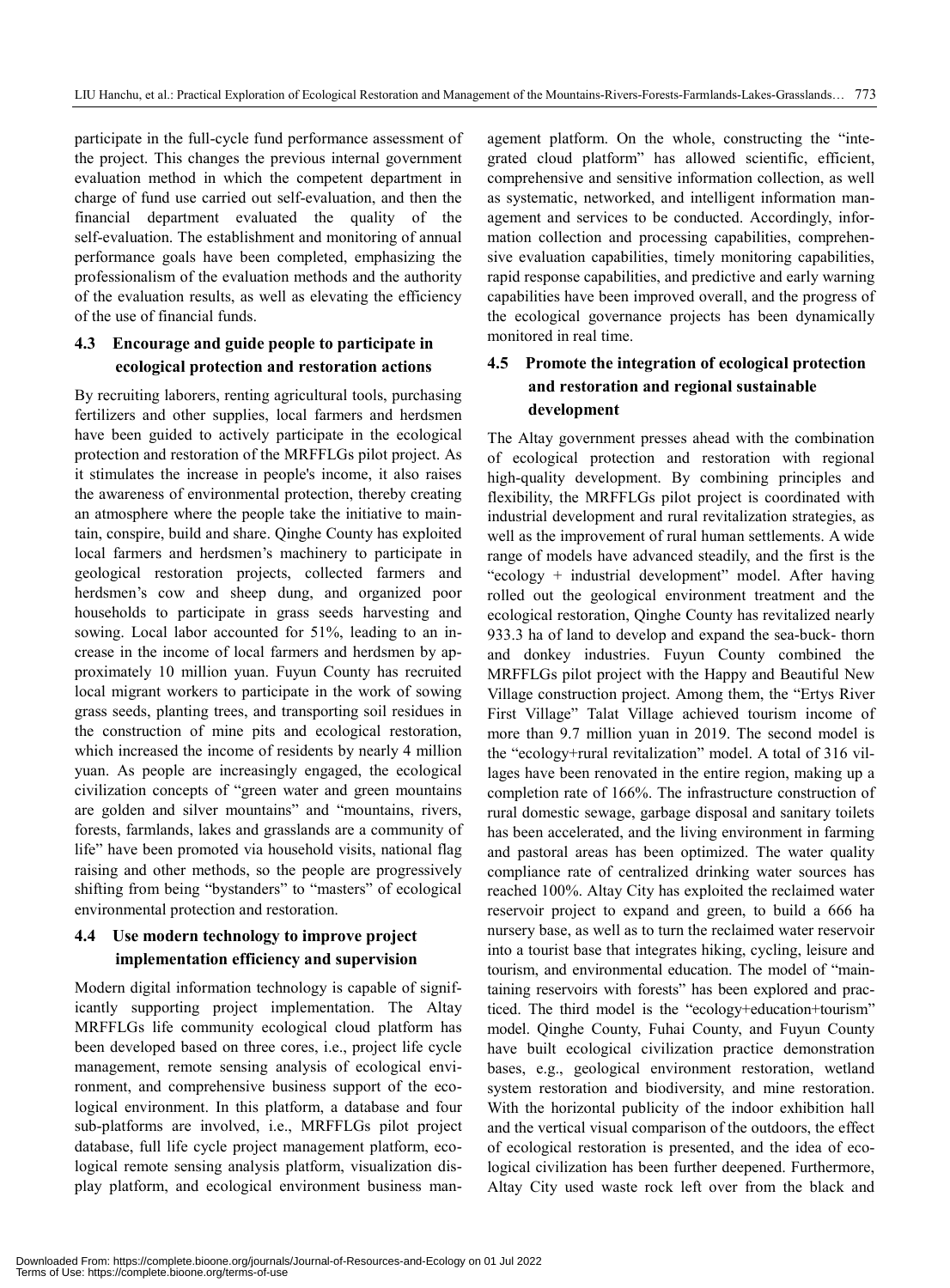participate in the full-cycle fund performance assessment of the project. This changes the previous internal government evaluation method in which the competent department in charge of fund use carried out self-evaluation, and then the financial department evaluated the quality of the self-evaluation. The establishment and monitoring of annual performance goals have been completed, emphasizing the professionalism of the evaluation methods and the authority of the evaluation results, as well as elevating the efficiency of the use of financial funds.

### 4.3 Encourage and guide people to participate in ecological protection and restoration actions

By recruiting laborers, renting agricultural tools, purchasing fertilizers and other supplies, local farmers and herdsmen have been guided to actively participate in the ecological protection and restoration of the MRFFLGs pilot project. As it stimulates the increase in people's income, it also raises the awareness of environmental protection, thereby creating an atmosphere where the people take the initiative to maintain, conspire, build and share. Qinghe County has exploited local farmers and herdsmen's machinery to participate in geological restoration projects, collected farmers and herdsmen's cow and sheep dung, and organized poor households to participate in grass seeds harvesting and sowing. Local labor accounted for 51%, leading to an increase in the income of local farmers and herdsmen by approximately 10 million yuan. Fuyun County has recruited local migrant workers to participate in the work of sowing grass seeds, planting trees, and transporting soil residues in the construction of mine pits and ecological restoration, which increased the income of residents by nearly 4 million yuan. As people are increasingly engaged, the ecological civilization concepts of "green water and green mountains are golden and silver mountains" and "mountains, rivers, forests, farmlands, lakes and grasslands are a community of life" have been promoted via household visits, national flag raising and other methods, so the people are progressively shifting from being "bystanders" to "masters" of ecological environmental protection and restoration.

### 4.4 Use modern technology to improve project implementation efficiency and supervision

Modern digital information technology is capable of significantly supporting project implementation. The Altay MRFFLGs life community ecological cloud platform has been developed based on three cores, i.e., project life cycle management, remote sensing analysis of ecological environment, and comprehensive business support of the ecological environment. In this platform, a database and four sub-platforms are involved, i.e., MRFFLGs pilot project database, full life cycle project management platform, ecological remote sensing analysis platform, visualization display platform, and ecological environment business management platform. On the whole, constructing the "integrated cloud platform" has allowed scientific, efficient, comprehensive and sensitive information collection, as well as systematic, networked, and intelligent information management and services to be conducted. Accordingly, information collection and processing capabilities, comprehensive evaluation capabilities, timely monitoring capabilities, rapid response capabilities, and predictive and early warning capabilities have been improved overall, and the progress of the ecological governance projects has been dynamically monitored in real time.

### 4.5 Promote the integration of ecological protection and restoration and regional sustainable development

The Altay government presses ahead with the combination of ecological protection and restoration with regional high-quality development. By combining principles and flexibility, the MRFFLGs pilot project is coordinated with industrial development and rural revitalization strategies, as well as the improvement of rural human settlements. A wide range of models have advanced steadily, and the first is the "ecology + industrial development" model. After having rolled out the geological environment treatment and the ecological restoration, Qinghe County has revitalized nearly 933.3 ha of land to develop and expand the sea-buck- thorn and donkey industries. Fuyun County combined the MRFFLGs pilot project with the Happy and Beautiful New Village construction project. Among them, the "Ertys River First Village" Talat Village achieved tourism income of more than 9.7 million yuan in 2019. The second model is the "ecology+rural revitalization" model. A total of 316 villages have been renovated in the entire region, making up a completion rate of 166%. The infrastructure construction of rural domestic sewage, garbage disposal and sanitary toilets has been accelerated, and the living environment in farming and pastoral areas has been optimized. The water quality compliance rate of centralized drinking water sources has reached 100%. Altay City has exploited the reclaimed water reservoir project to expand and green, to build a 666 ha nursery base, as well as to turn the reclaimed water reservoir into a tourist base that integrates hiking, cycling, leisure and tourism, and environmental education. The model of "maintaining reservoirs with forests" has been explored and practiced. The third model is the "ecology+education+tourism" model. Qinghe County, Fuhai County, and Fuyun County have built ecological civilization practice demonstration bases, e.g., geological environment restoration, wetland system restoration and biodiversity, and mine restoration. With the horizontal publicity of the indoor exhibition hall and the vertical visual comparison of the outdoors, the effect of ecological restoration is presented, and the idea of ecological civilization has been further deepened. Furthermore, Altay City used waste rock left over from the black and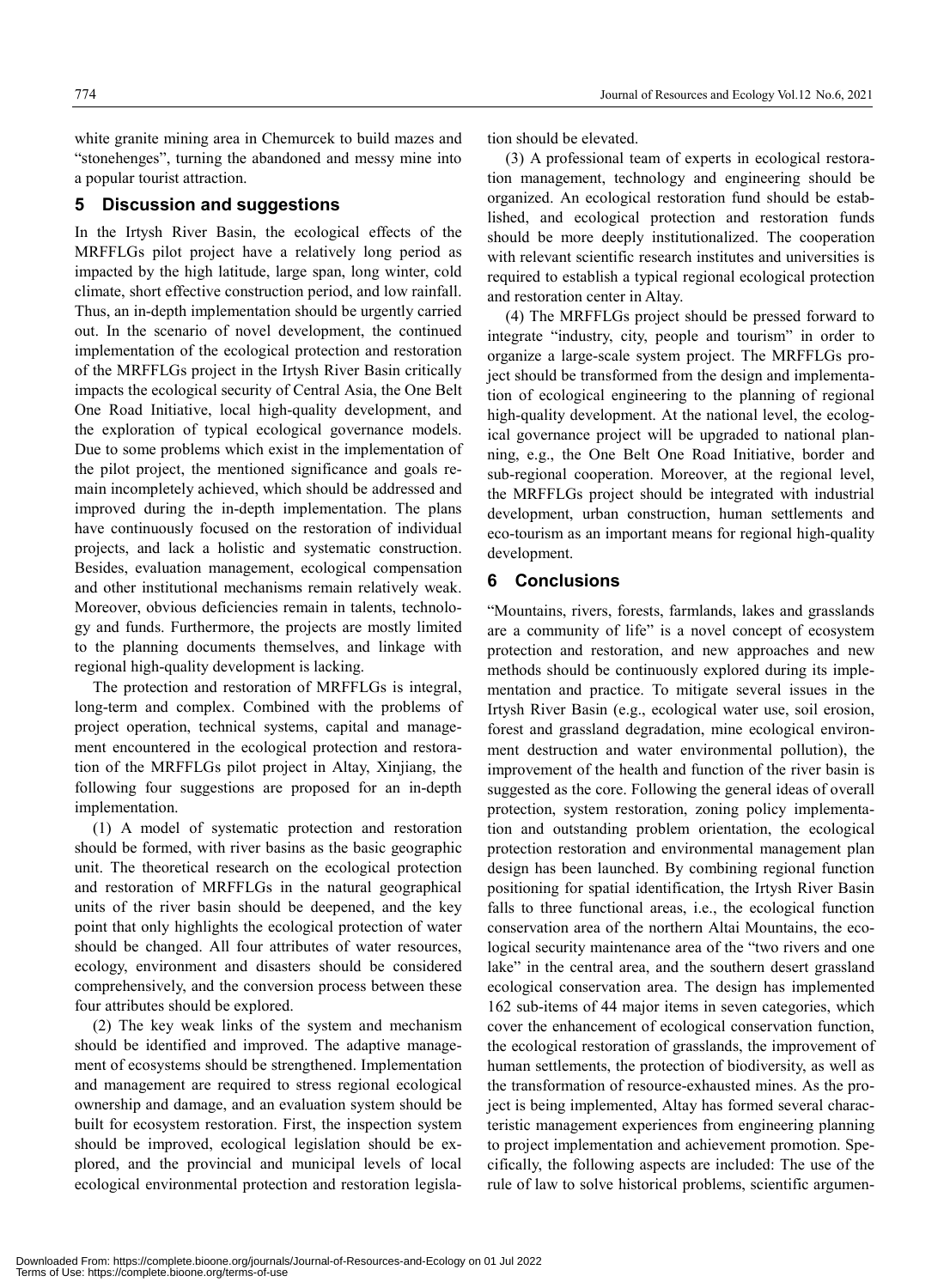white granite mining area in Chemurcek to build mazes and "stonehenges", turning the abandoned and messy mine into a popular tourist attraction.

## 5 Discussion and suggestions

In the Irtysh River Basin, the ecological effects of the MRFFLGs pilot project have a relatively long period as impacted by the high latitude, large span, long winter, cold climate, short effective construction period, and low rainfall. Thus, an in-depth implementation should be urgently carried out. In the scenario of novel development, the continued implementation of the ecological protection and restoration of the MRFFLGs project in the Irtysh River Basin critically impacts the ecological security of Central Asia, the One Belt One Road Initiative, local high-quality development, and the exploration of typical ecological governance models. Due to some problems which exist in the implementation of the pilot project, the mentioned significance and goals remain incompletely achieved, which should be addressed and improved during the in-depth implementation. The plans have continuously focused on the restoration of individual projects, and lack a holistic and systematic construction. Besides, evaluation management, ecological compensation and other institutional mechanisms remain relatively weak. Moreover, obvious deficiencies remain in talents, technology and funds. Furthermore, the projects are mostly limited to the planning documents themselves, and linkage with regional high-quality development is lacking.

The protection and restoration of MRFFLGs is integral, long-term and complex. Combined with the problems of project operation, technical systems, capital and management encountered in the ecological protection and restoration of the MRFFLGs pilot project in Altay, Xinjiang, the following four suggestions are proposed for an in-depth implementation.

(1) A model of systematic protection and restoration should be formed, with river basins as the basic geographic unit. The theoretical research on the ecological protection and restoration of MRFFLGs in the natural geographical units of the river basin should be deepened, and the key point that only highlights the ecological protection of water should be changed. All four attributes of water resources, ecology, environment and disasters should be considered comprehensively, and the conversion process between these four attributes should be explored.

(2) The key weak links of the system and mechanism should be identified and improved. The adaptive management of ecosystems should be strengthened. Implementation and management are required to stress regional ecological ownership and damage, and an evaluation system should be built for ecosystem restoration. First, the inspection system should be improved, ecological legislation should be explored, and the provincial and municipal levels of local ecological environmental protection and restoration legislation should be elevated.

(3) A professional team of experts in ecological restoration management, technology and engineering should be organized. An ecological restoration fund should be established, and ecological protection and restoration funds should be more deeply institutionalized. The cooperation with relevant scientific research institutes and universities is required to establish a typical regional ecological protection and restoration center in Altay.

(4) The MRFFLGs project should be pressed forward to integrate "industry, city, people and tourism" in order to organize a large-scale system project. The MRFFLGs project should be transformed from the design and implementation of ecological engineering to the planning of regional high-quality development. At the national level, the ecological governance project will be upgraded to national planning, e.g., the One Belt One Road Initiative, border and sub-regional cooperation. Moreover, at the regional level, the MRFFLGs project should be integrated with industrial development, urban construction, human settlements and eco-tourism as an important means for regional high-quality development.

## 6 Conclusions

"Mountains, rivers, forests, farmlands, lakes and grasslands are a community of life" is a novel concept of ecosystem protection and restoration, and new approaches and new methods should be continuously explored during its implementation and practice. To mitigate several issues in the Irtysh River Basin (e.g., ecological water use, soil erosion, forest and grassland degradation, mine ecological environment destruction and water environmental pollution), the improvement of the health and function of the river basin is suggested as the core. Following the general ideas of overall protection, system restoration, zoning policy implementation and outstanding problem orientation, the ecological protection restoration and environmental management plan design has been launched. By combining regional function positioning for spatial identification, the Irtysh River Basin falls to three functional areas, i.e., the ecological function conservation area of the northern Altai Mountains, the ecological security maintenance area of the "two rivers and one lake" in the central area, and the southern desert grassland ecological conservation area. The design has implemented 162 sub-items of 44 major items in seven categories, which cover the enhancement of ecological conservation function, the ecological restoration of grasslands, the improvement of human settlements, the protection of biodiversity, as well as the transformation of resource-exhausted mines. As the project is being implemented, Altay has formed several characteristic management experiences from engineering planning to project implementation and achievement promotion. Specifically, the following aspects are included: The use of the rule of law to solve historical problems, scientific argumen-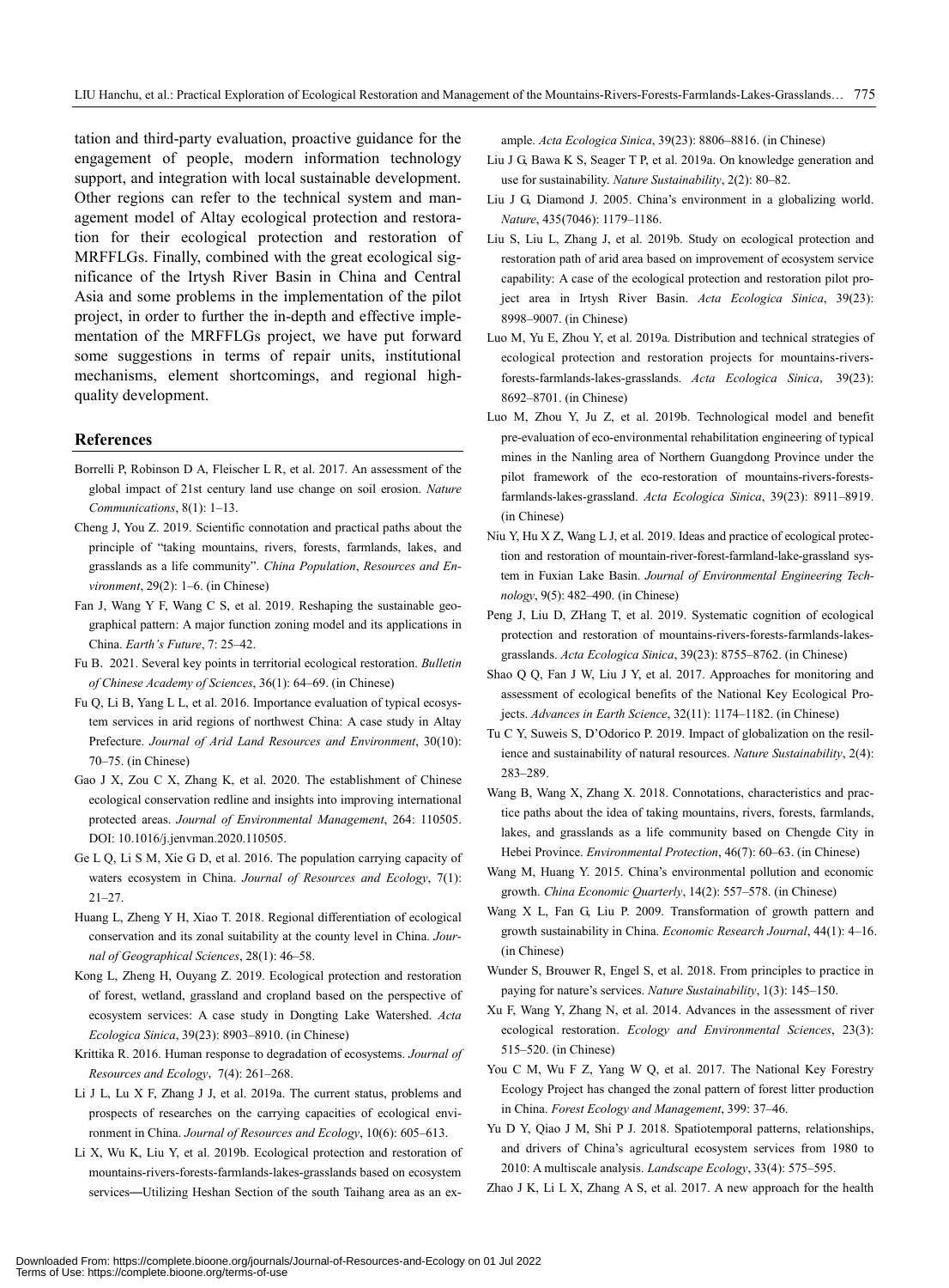tation and third-party evaluation, proactive guidance for the engagement of people, modern information technology support, and integration with local sustainable development. Other regions can refer to the technical system and management model of Altay ecological protection and restoration for their ecological protection and restoration of MRFFLGs. Finally, combined with the great ecological significance of the Irtysh River Basin in China and Central Asia and some problems in the implementation of the pilot project, in order to further the in-depth and effective implementation of the MRFFLGs project, we have put forward some suggestions in terms of repair units, institutional mechanisms, element shortcomings, and regional high-quality development.

## References

Borrelli P, Robinson D A, Fleischer L R, et al. 2017. An assessment of the global impact of 21st century land use change on soil erosion. *Nature Communications*, 8(1): 1–13.

Cheng J, You Z. 2019. Scientific connotation and practical paths about the principle of "taking mountains, rivers, forests, farmlands, lakes, and grasslands as a life community". *China Population*, *Resources and Environment*, 29(2): 1–6. (in Chinese)

Fan J, Wang Y F, Wang C S, et al. 2019. Reshaping the sustainable geographical pattern: A major function zoning model and its applications in China. *Earth's Future*, 7: 25–42.

Fu B. 2021. Several key points in territorial ecological restoration. *Bulletin of Chinese Academy of Sciences*, 36(1): 64–69. (in Chinese)

Fu Q, Li B, Yang L L, et al. 2016. Importance evaluation of typical ecosystem services in arid regions of northwest China: A case study in Altay Prefecture. *Journal of Arid Land Resources and Environment*, 30(10): 70–75. (in Chinese)

Gao J X, Zou C X, Zhang K, et al. 2020. The establishment of Chinese ecological conservation redline and insights into improving international protected areas. *Journal of Environmental Management*, 264: 110505. DOI: 10.1016/j.jenvman.2020.110505.

Ge L Q, Li S M, Xie G D, et al. 2016. The population carrying capacity of waters ecosystem in China. *Journal of Resources and Ecology*, 7(1): 21–27.

Huang L, Zheng Y H, Xiao T. 2018. Regional differentiation of ecological conservation and its zonal suitability at the county level in China. *Journal of Geographical Sciences*, 28(1): 46–58.

Kong L, Zheng H, Ouyang Z. 2019. Ecological protection and restoration of forest, wetland, grassland and cropland based on the perspective of ecosystem services: A case study in Dongting Lake Watershed. *Acta Ecologica Sinica*, 39(23): 8903–8910. (in Chinese)

Krittika R. 2016. Human response to degradation of ecosystems. *Journal of Resources and Ecology*, 7(4): 261–268.

Li J L, Lu X F, Zhang J J, et al. 2019a. The current status, problems and prospects of researches on the carrying capacities of ecological environment in China. *Journal of Resources and Ecology*, 10(6): 605–613.

Li X, Wu K, Liu Y, et al. 2019b. Ecological protection and restoration of mountains-rivers-forests-farmlands-lakes-grasslands based on ecosystem services—Utilizing Heshan Section of the south Taihang area as an example. *Acta Ecologica Sinica*, 39(23): 8806–8816. (in Chinese)

Liu J G, Bawa K S, Seager T P, et al. 2019a. On knowledge generation and use for sustainability. *Nature Sustainability*, 2(2): 80–82.

Liu J G, Diamond J. 2005. China's environment in a globalizing world. *Nature*, 435(7046): 1179–1186.

Liu S, Liu L, Zhang J, et al. 2019b. Study on ecological protection and restoration path of arid area based on improvement of ecosystem service capability: A case of the ecological protection and restoration pilot project area in Irtysh River Basin. *Acta Ecologica Sinica*, 39(23): 8998–9007. (in Chinese)

Luo M, Yu E, Zhou Y, et al. 2019a. Distribution and technical strategies of ecological protection and restoration projects for mountains-rivers-forests-farmlands-lakes-grasslands. *Acta Ecologica Sinica*, 39(23): 8692–8701. (in Chinese)

Luo M, Zhou Y, Ju Z, et al. 2019b. Technological model and benefit pre-evaluation of eco-environmental rehabilitation engineering of typical mines in the Nanling area of Northern Guangdong Province under the pilot framework of the eco-restoration of mountains-rivers-forests-farmlands-lakes-grassland. *Acta Ecologica Sinica*, 39(23): 8911–8919. (in Chinese)

Niu Y, Hu X Z, Wang L J, et al. 2019. Ideas and practice of ecological protection and restoration of mountain-river-forest-farmland-lake-grassland system in Fuxian Lake Basin. *Journal of Environmental Engineering Technology*, 9(5): 482–490. (in Chinese)

Peng J, Liu D, ZHang T, et al. 2019. Systematic cognition of ecological protection and restoration of mountains-rivers-forests-farmlands-lakes-grasslands. *Acta Ecologica Sinica*, 39(23): 8755–8762. (in Chinese)

Shao Q Q, Fan J W, Liu J Y, et al. 2017. Approaches for monitoring and assessment of ecological benefits of the National Key Ecological Projects. *Advances in Earth Science*, 32(11): 1174–1182. (in Chinese)

Tu C Y, Suweis S, D'Odorico P. 2019. Impact of globalization on the resilience and sustainability of natural resources. *Nature Sustainability*, 2(4): 283–289.

Wang B, Wang X, Zhang X. 2018. Connotations, characteristics and practice paths about the idea of taking mountains, rivers, forests, farmlands, lakes, and grasslands as a life community based on Chengde City in Hebei Province. *Environmental Protection*, 46(7): 60–63. (in Chinese)

Wang M, Huang Y. 2015. China's environmental pollution and economic growth. *China Economic Quarterly*, 14(2): 557–578. (in Chinese)

Wang X L, Fan G, Liu P. 2009. Transformation of growth pattern and growth sustainability in China. *Economic Research Journal*, 44(1): 4–16. (in Chinese)

Wunder S, Brouwer R, Engel S, et al. 2018. From principles to practice in paying for nature's services. *Nature Sustainability*, 1(3): 145–150.

Xu F, Wang Y, Zhang N, et al. 2014. Advances in the assessment of river ecological restoration. *Ecology and Environmental Sciences*, 23(3): 515–520. (in Chinese)

You C M, Wu F Z, Yang W Q, et al. 2017. The National Key Forestry Ecology Project has changed the zonal pattern of forest litter production in China. *Forest Ecology and Management*, 399: 37–46.

Yu D Y, Qiao J M, Shi P J. 2018. Spatiotemporal patterns, relationships, and drivers of China's agricultural ecosystem services from 1980 to 2010: A multiscale analysis. *Landscape Ecology*, 33(4): 575–595.

Zhao J K, Li L X, Zhang A S, et al. 2017. A new approach for the health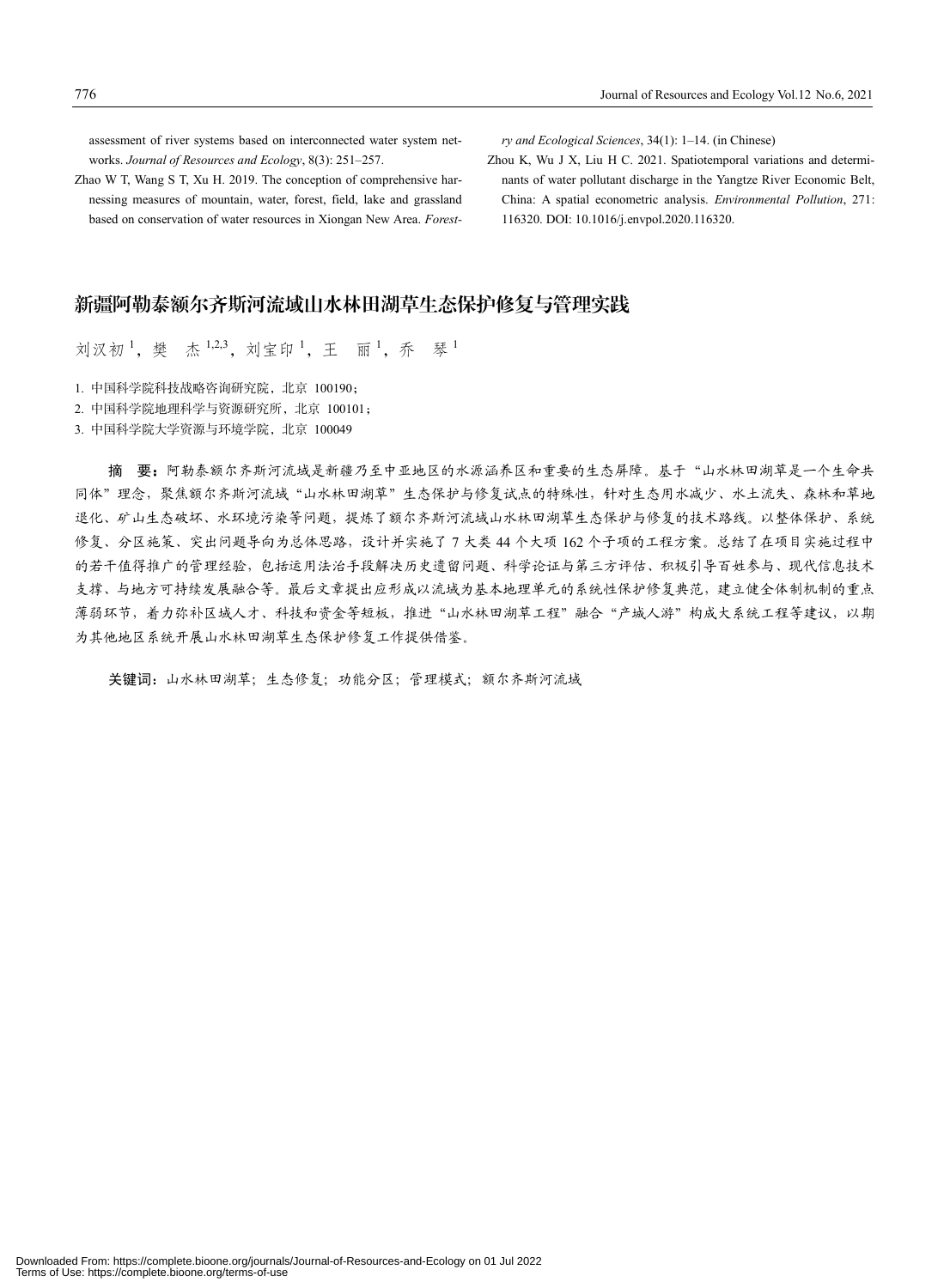assessment of river systems based on interconnected water system networks. *Journal of Resources and Ecology*, 8(3): 251–257.

Zhao W T, Wang S T, Xu H. 2019. The conception of comprehensive harnessing measures of mountain, water, forest, field, lake and grassland based on conservation of water resources in Xiongan New Area. *Forestry and Ecological Sciences*, 34(1): 1–14. (in Chinese)

Zhou K, Wu J X, Liu H C. 2021. Spatiotemporal variations and determinants of water pollutant discharge in the Yangtze River Economic Belt, China: A spatial econometric analysis. *Environmental Pollution*, 271: 116320. DOI: 10.1016/j.envpol.2020.116320.

# 新疆阿勒泰额尔齐斯河流域山水林田湖草生态保护修复与管理实践

刘汉初[1]，樊　杰[1,2,3]，刘宝印[1]，王　丽[1]，乔　琴[1]

1. 中国科学院科技战略咨询研究院，北京 100190；
2. 中国科学院地理科学与资源研究所，北京 100101；
3. 中国科学院大学资源与环境学院，北京 100049

**摘　要：** 阿勒泰额尔齐斯河流域是新疆乃至中亚地区的水源涵养区和重要的生态屏障。基于“山水林田湖草是一个生命共同体”理念，聚焦额尔齐斯河流域“山水林田湖草”生态保护与修复试点的特殊性，针对生态用水减少、水土流失、森林和草地退化、矿山生态破坏、水环境污染等问题，提炼了额尔齐斯河流域山水林田湖草生态保护与修复的技术路线。以整体保护、系统修复、分区施策、突出问题导向为总体思路，设计并实施了 7 大类 44 个大项 162 个子项的工程方案。总结了在项目实施过程中的若干值得推广的管理经验，包括运用法治手段解决历史遗留问题、科学论证与第三方评估、积极引导百姓参与、现代信息技术支撑、与地方可持续发展融合等。最后文章提出应形成以流域为基本地理单元的系统性保护修复典范，建立健全体制机制的重点薄弱环节，着力弥补区域人才、科技和资金等短板，推进“山水林田湖草工程”融合“产城人游”构成大系统工程等建议，以期为其他地区系统开展山水林田湖草生态保护修复工作提供借鉴。

**关键词：** 山水林田湖草；生态修复；功能分区；管理模式；额尔齐斯河流域